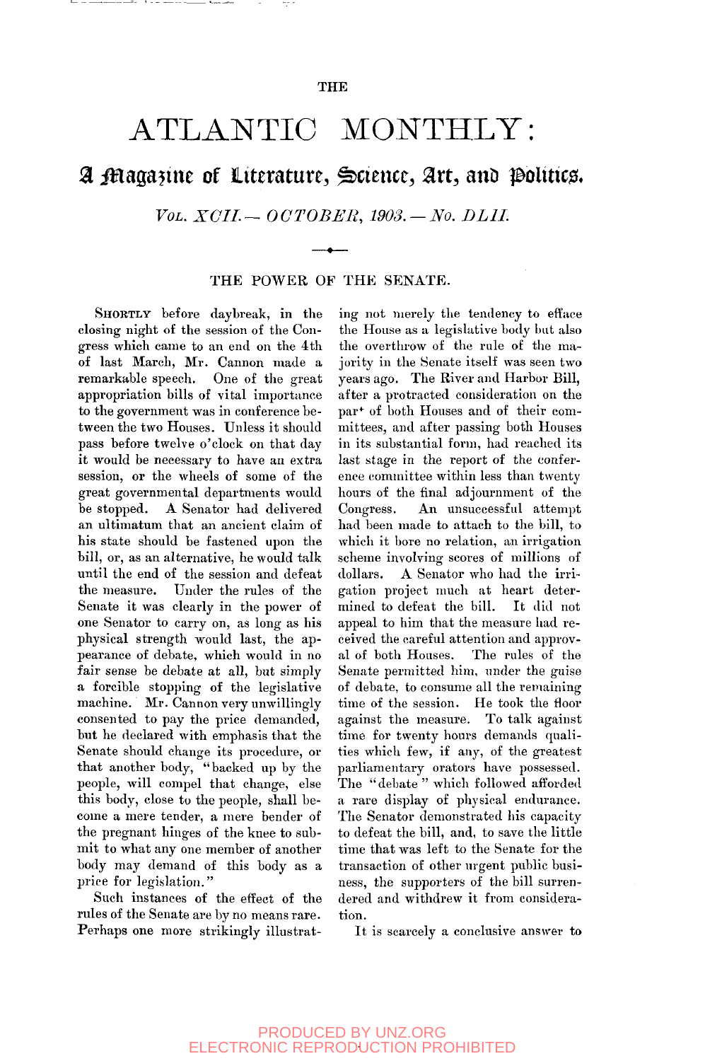THE

# ATLANTIC MONTHLY:

## A Magazine of Literature, Science, Art, and Politics.

*VOL. XCII.— OCTOBER, 1903.— No. DLII.*

### THE POWER OF THE SENATE.

SHORTLY before daybreak, in the closing night of the session of the Congress which came to an end on the 4th of last March, Mr. Cannon made a remarkable speech. One of the great appropriation bills of vital importance to the government was in conference between the two Houses. Unless it should pass before twelve o'clock on that day it would be necessary to have an extra session, or the wheels of some of the great governmental departments would be stopped. A Senator had delivered an ultimatum that an ancient claim of his state should be fastened upon the bill, or, as an alternative, he would talk until the end of the session and defeat the measure. Under the rules of the Senate it was clearly in the power of one Senator to carry on, as long as his physical strength would last, the appearance of debate, which would in no fair sense be debate at all, but simply a forcible stopping of the legislative machine. Mr. Cannon very unwillingly consented to pay the price demanded, but he declared with emphasis that the Senate should change its procedure, or that another body, "backed up by the people, will compel that change, else this body, close to the people, shall become a mere tender, a mere bender of the pregnant hinges of the knee to submit to what any one member of another body may demand of this body as a price for legislation."

Such instances of the effect of the rules of the Senate are by no means rare. Perhaps one more strikingly illustrating not merely the tendency to efface the House as a legislative body but also the overthrow of the rule of the majority in the Senate itself was seen two years ago. The River and Harbor Bill, after a protracted consideration on the part of both Houses and of their committees, and after passing both Houses in its substantial form, had reached its last stage in the report of the conference committee within less than twenty hours of the final adjournment of the Congress. An unsuccessful attempt had been made to attach to the bill, to which it bore no relation, an irrigation scheme involving scores of millions of dollars. A Senator who had the irrigation project much at heart determined to defeat the bill. It did not appeal to him that the measure had received the careful attention and approval of both Houses. The rules of the Senate permitted him, under the guise of debate, to consume all the remaining time of the session. He took the floor against the measure. To talk against time for twenty hours demands qualities which few, if any, of the greatest parliamentary orators have possessed. The "debate" which followed afforded a rare display of physical endurance. The Senator demonstrated his capacity to defeat the bill, and, to save the little time that was left to the Senate for the transaction of other urgent public business, the supporters of the bill surrendered and withdrew it from consideration.

It is scarcely a conclusive answer to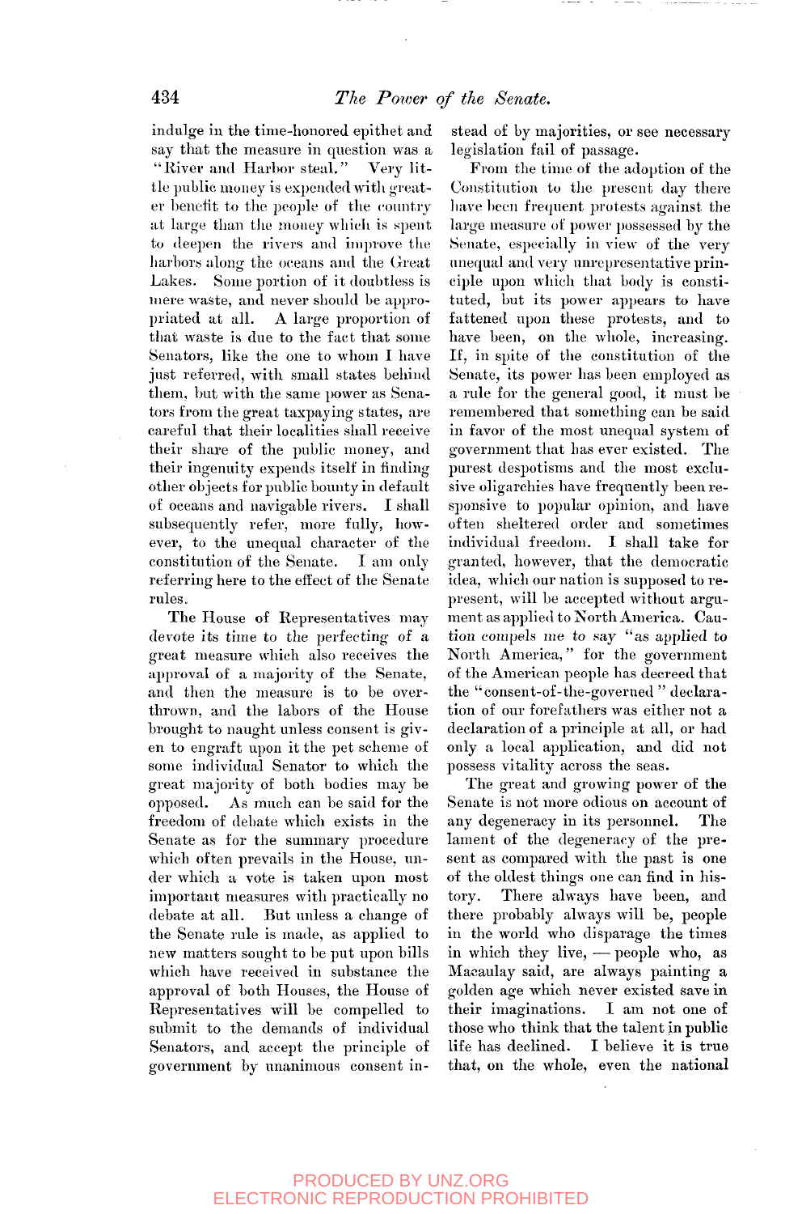indulge in the time-honored epithet and say that the measure in question was a "River and Harbor steal." Very little public money is expended with greater benefit to the people of the country at large than the money which is spent to deepen the rivers and improve the harbors along the oceans and the Great Lakes. Some portion of it doubtless is mere waste, and never should be appropriated at all. A large proportion of that waste is due to the fact that some Senators, like the one to whom I have just referred, with small states behind them, but with the same power as Senators from the great taxpaying states, are careful that their localities shall receive their share of the public money, and their ingenuity expends itself in finding other objects for public bounty in default of oceans and navigable rivers. I shall subsequently refer, more fully, however, to the unequal character of the constitution of the Senate. I am only referring here to the effect of the Senate rules.

The House of Representatives may devote its time to the perfecting of a great measure which also receives the approval of a majority of the Senate, and then the measure is to be overthrown, and the labors of the House brought to naught unless consent is given to engraft upon it the pet scheme of some individual Senator to which the great majority of both bodies may be opposed. As much can be said for the freedom of debate which exists in the Senate as for the summary procedure which often prevails in the House, under which a vote is taken upon most important measures with practically no debate at all. But unless a change of the Senate rule is made, as applied to new matters sought to be put upon bills which have received in substance the approval of both Houses, the House of Representatives will be compelled to submit to the demands of individual Senators, and accept the principle of government by unanimous consent instead of by majorities, or see necessary legislation fail of passage.

From the time of the adoption of the Constitution to the present day there have been frequent protests against the large measure of power possessed by the Senate, especially in view of the very unequal and very unrepresentative principle upon which that body is constituted, but its power appears to have fattened upon these protests, and to have been, on the whole, increasing. If, in spite of the constitution of the Senate, its power has been employed as a rule for the general good, it must be remembered that something can be said in favor of the most unequal system of government that has ever existed. The purest despotisms and the most exclusive oligarchies have frequently been responsive to popular opinion, and have often sheltered order and sometimes individual freedom. I shall take for granted, however, that the democratic idea, which our nation is supposed to represent, will be accepted without argument as applied to North America. Caution compels me to say "as applied to North America," for the government of the American people has decreed that the "consent-of-the-governed" declaration of our forefathers was either not a declaration of a principle at all, or had only a local application, and did not possess vitality across the seas.

The great and growing power of the Senate is not more odious on account of any degeneracy in its personnel. The lament of the degeneracy of the present as compared with the past is one of the oldest things one can find in history. There always have been, and there probably always will be, people in the world who disparage the times in which they live, — people who, as Macaulay said, are always painting a golden age which never existed save in their imaginations. I am not one of those who think that the talent in public life has declined. I believe it is true that, on the whole, even the national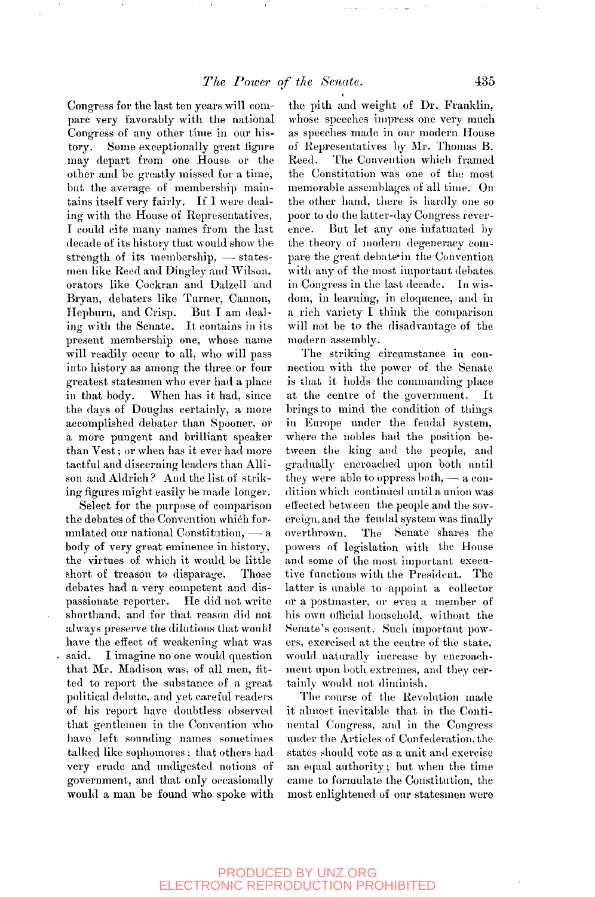Congress for the last ten years will compare very favorably with the national Congress of any other time in our history. Some exceptionally great figure may depart from one House or the other and be greatly missed for a time, but the average of membership maintains itself very fairly. If I were dealing with the House of Representatives, I could cite many names from the last decade of its history that would show the strength of its membership, — statesmen like Reed and Dingley and Wilson, orators like Cockran and Dalzell and Bryan, debaters like Turner, Cannon, Hepburn, and Crisp. But I am dealing with the Senate. It contains in its present membership one, whose name will readily occur to all, who will pass into history as among the three or four greatest statesmen who ever had a place in that body. When has it had, since the days of Douglas certainly, a more accomplished debater than Spooner, or a more pungent and brilliant speaker than Vest; or when has it ever had more tactful and discerning leaders than Allison and Aldrich? And the list of striking figures might easily be made longer.

Select for the purpose of comparison the debates of the Convention which formulated our national Constitution, — a body of very great eminence in history, the virtues of which it would be little short of treason to disparage. Those debates had a very competent and dispassionate reporter. He did not write shorthand, and for that reason did not always preserve the dilutions that would have the effect of weakening what was said. I imagine no one would question that Mr. Madison was, of all men, fitted to report the substance of a great political debate, and yet careful readers of his report have doubtless observed that gentlemen in the Convention who have left sounding names sometimes talked like sophomores; that others had very crude and undigested notions of government, and that only occasionally would a man be found who spoke with the pith and weight of Dr. Franklin, whose speeches impress one very much as speeches made in our modern House of Representatives by Mr. Thomas B. Reed. The Convention which framed the Constitution was one of the most memorable assemblages of all time. On the other hand, there is hardly one so poor to do the latter-day Congress reverence. But let any one infatuated by the theory of modern degeneracy compare the great debate in the Convention with any of the most important debates in Congress in the last decade. In wisdom, in learning, in eloquence, and in a rich variety I think the comparison will not be to the disadvantage of the modern assembly.

The striking circumstance in connection with the power of the Senate is that it holds the commanding place at the centre of the government. It brings to mind the condition of things in Europe under the feudal system, where the nobles had the position between the king and the people, and gradually encroached upon both until they were able to oppress both, — a condition which continued until a union was effected between the people and the sovereign, and the feudal system was finally overthrown. The Senate shares the powers of legislation with the House and some of the most important executive functions with the President. The latter is unable to appoint a collector or a postmaster, or even a member of his own official household, without the Senate's consent. Such important powers, exercised at the centre of the state, would naturally increase by encroachment upon both extremes, and they certainly would not diminish.

The course of the Revolution made it almost inevitable that in the Continental Congress, and in the Congress under the Articles of Confederation, the states should vote as a unit and exercise an equal authority; but when the time came to formulate the Constitution, the most enlightened of our statesmen were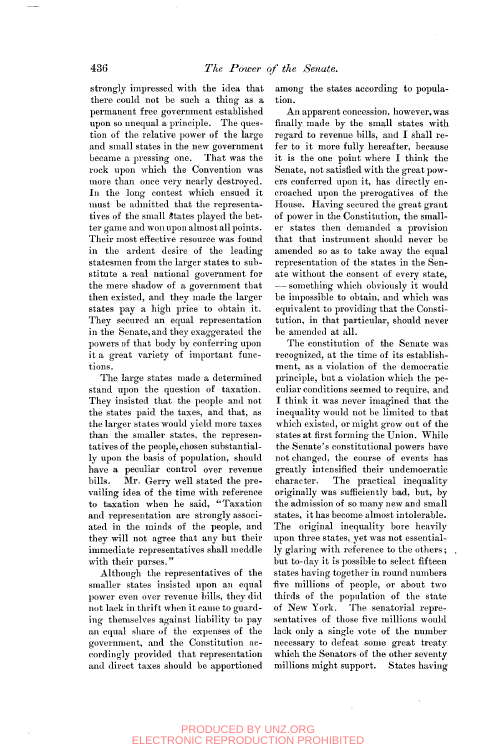strongly impressed with the idea that there could not be such a thing as a permanent free government established upon so unequal a principle. The question of the relative power of the large and small states in the new government became a pressing one. That was the rock upon which the Convention was more than once very nearly destroyed. In the long contest which ensued it must be admitted that the representatives of the small states played the better game and won upon almost all points. Their most effective resource was found in the ardent desire of the leading statesmen from the larger states to substitute a real national government for the mere shadow of a government that then existed, and they made the larger states pay a high price to obtain it. They secured an equal representation in the Senate, and they exaggerated the powers of that body by conferring upon it a great variety of important functions.

The large states made a determined stand upon the question of taxation. They insisted that the people and not the states paid the taxes, and that, as the larger states would yield more taxes than the smaller states, the representatives of the people, chosen substantially upon the basis of population, should have a peculiar control over revenue bills. Mr. Gerry well stated the prevailing idea of the time with reference to taxation when he said, "Taxation and representation are strongly associated in the minds of the people, and they will not agree that any but their immediate representatives shall meddle with their purses."

Although the representatives of the smaller states insisted upon an equal power even over revenue bills, they did not lack in thrift when it came to guarding themselves against liability to pay an equal share of the expenses of the government, and the Constitution accordingly provided that representation and direct taxes should be apportioned among the states according to population.

An apparent concession, however, was finally made by the small states with regard to revenue bills, and I shall refer to it more fully hereafter, because it is the one point where I think the Senate, not satisfied with the great powers conferred upon it, has directly encroached upon the prerogatives of the House. Having secured the great grant of power in the Constitution, the smaller states then demanded a provision that that instrument should never be amended so as to take away the equal representation of the states in the Senate without the consent of every state, — something which obviously it would be impossible to obtain, and which was equivalent to providing that the Constitution, in that particular, should never be amended at all.

The constitution of the Senate was recognized, at the time of its establishment, as a violation of the democratic principle, but a violation which the peculiar conditions seemed to require, and I think it was never imagined that the inequality would not be limited to that which existed, or might grow out of the states at first forming the Union. While the Senate's constitutional powers have not changed, the course of events has greatly intensified their undemocratic character. The practical inequality originally was sufficiently bad, but, by the admission of so many new and small states, it has become almost intolerable. The original inequality bore heavily upon three states, yet was not essentially glaring with reference to the others; but to-day it is possible to select fifteen states having together in round numbers five millions of people, or about two thirds of the population of the state of New York. The senatorial representatives of those five millions would lack only a single vote of the number necessary to defeat some great treaty which the Senators of the other seventy millions might support. States having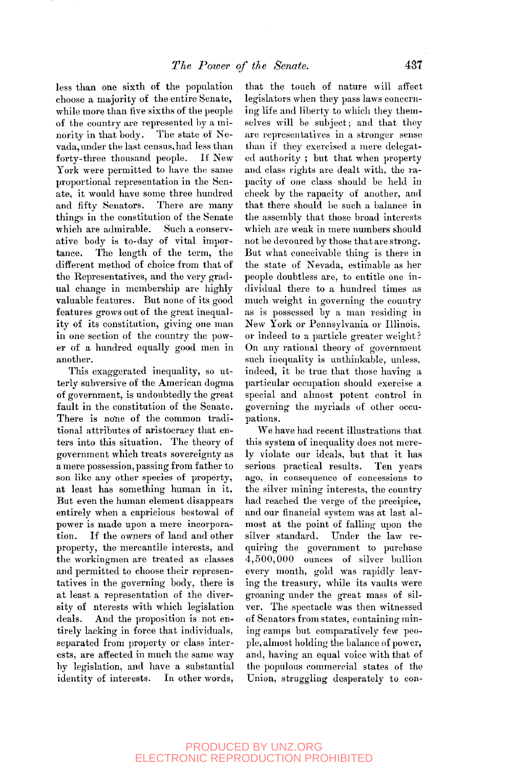less than one sixth of the population choose a majority of the entire Senate, while more than five sixths of the people of the country are represented by a minority in that body. The state of Nevada, under the last census, had less than forty-three thousand people. If New York were permitted to have the same proportional representation in the Senate, it would have some three hundred and fifty Senators. There are many things in the constitution of the Senate which are admirable. Such a conservative body is to-day of vital importance. The length of the term, the different method of choice from that of the Representatives, and the very gradual change in membership are highly valuable features. But none of its good features grows out of the great inequality of its constitution, giving one man in one section of the country the power of a hundred equally good men in another.

This exaggerated inequality, so utterly subversive of the American dogma of government, is undoubtedly the great fault in the constitution of the Senate. There is none of the common traditional attributes of aristocracy that enters into this situation. The theory of government which treats sovereignty as a mere possession, passing from father to son like any other species of property, at least has something human in it. But even the human element disappears entirely when a capricious bestowal of power is made upon a mere incorporation. If the owners of land and other property, the mercantile interests, and the workingmen are treated as classes and permitted to choose their representatives in the governing body, there is at least a representation of the diversity of nterests with which legislation deals. And the proposition is not entirely lacking in force that individuals, separated from property or class interests, are affected in much the same way by legislation, and have a substantial identity of interests. In other words, that the touch of nature will affect legislators when they pass laws concerning life and liberty to which they themselves will be subject; and that they are representatives in a stronger sense than if they exercised a mere delegated authority; but that when property and class rights are dealt with, the rapacity of one class should be held in check by the rapacity of another, and that there should be such a balance in the assembly that those broad interests which are weak in mere numbers should not be devoured by those that are strong. But what conceivable thing is there in the state of Nevada, estimable as her people doubtless are, to entitle one individual there to a hundred times as much weight in governing the country as is possessed by a man residing in New York or Pennsylvania or Illinois, or indeed to a particle greater weight? On any rational theory of government such inequality is unthinkable, unless, indeed, it be true that those having a particular occupation should exercise a special and almost potent control in governing the myriads of other occupations.

We have had recent illustrations that this system of inequality does not merely violate our ideals, but that it has serious practical results. Ten years ago, in consequence of concessions to the silver mining interests, the country had reached the verge of the precipice, and our financial system was at last almost at the point of falling upon the silver standard. Under the law requiring the government to purchase 4,500,000 ounces of silver bullion every month, gold was rapidly leaving the treasury, while its vaults were groaning under the great mass of silver. The spectacle was then witnessed of Senators from states, containing mining camps but comparatively few people, almost holding the balance of power, and, having an equal voice with that of the populous commercial states of the Union, struggling desperately to con-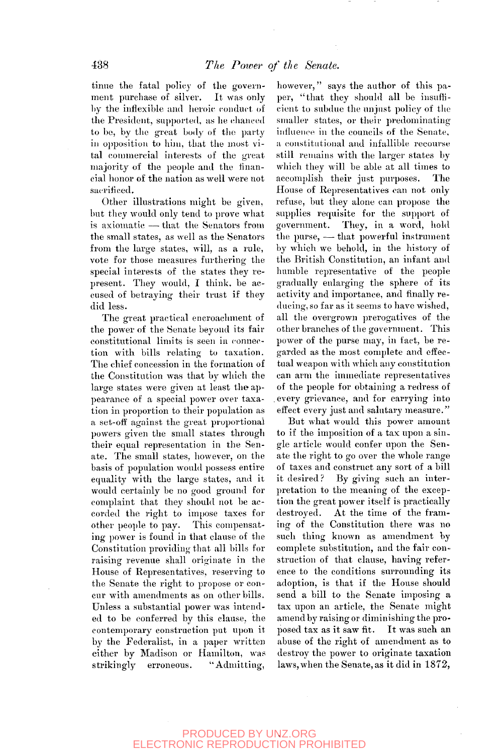tinue the fatal policy of the government purchase of silver. It was only by the inflexible and heroic conduct of the President, supported, as he chanced to be, by the great body of the party in opposition to him, that the most vital commercial interests of the great majority of the people and the financial honor of the nation as well were not sacrificed.

Other illustrations might be given, but they would only tend to prove what is axiomatic — that the Senators from the small states, as well as the Senators from the large states, will, as a rule, vote for those measures furthering the special interests of the states they represent. They would, I think, be accused of betraying their trust if they did less.

The great practical encroachment of the power of the Senate beyond its fair constitutional limits is seen in connection with bills relating to taxation. The chief concession in the formation of the Constitution was that by which the large states were given at least the appearance of a special power over taxation in proportion to their population as a set-off against the great proportional powers given the small states through their equal representation in the Senate. The small states, however, on the basis of population would possess entire equality with the large states, and it would certainly be no good ground for complaint that they should not be accorded the right to impose taxes for other people to pay. This compensating power is found in that clause of the Constitution providing that all bills for raising revenue shall originate in the House of Representatives, reserving to the Senate the right to propose or concur with amendments as on other bills. Unless a substantial power was intended to be conferred by this clause, the contemporary construction put upon it by the Federalist, in a paper written either by Madison or Hamilton, was strikingly erroneous. "Admitting, however," says the author of this paper, "that they should all be insufficient to subdue the unjust policy of the smaller states, or their predominating influence in the councils of the Senate, a constitutional and infallible recourse still remains with the larger states by which they will be able at all times to accomplish their just purposes. The House of Representatives can not only refuse, but they alone can propose the supplies requisite for the support of government. They, in a word, hold the purse, — that powerful instrument by which we behold, in the history of the British Constitution, an infant and humble representative of the people gradually enlarging the sphere of its activity and importance, and finally reducing, so far as it seems to have wished, all the overgrown prerogatives of the other branches of the government. This power of the purse may, in fact, be regarded as the most complete and effectual weapon with which any constitution can arm the immediate representatives of the people for obtaining a redress of every grievance, and for carrying into effect every just and salutary measure."

But what would this power amount to if the imposition of a tax upon a single article would confer upon the Senate the right to go over the whole range of taxes and construct any sort of a bill it desired? By giving such an interpretation to the meaning of the exception the great power itself is practically destroyed. At the time of the framing of the Constitution there was no such thing known as amendment by complete substitution, and the fair construction of that clause, having reference to the conditions surrounding its adoption, is that if the House should send a bill to the Senate imposing a tax upon an article, the Senate might amend by raising or diminishing the proposed tax as it saw fit. It was such an abuse of the right of amendment as to destroy the power to originate taxation laws, when the Senate, as it did in 1872,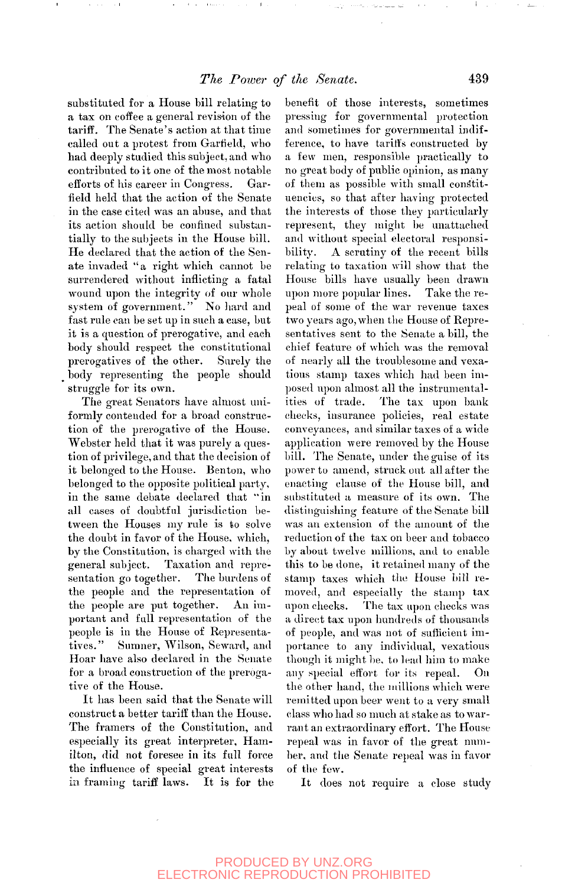substituted for a House bill relating to a tax on coffee a general revision of the tariff. The Senate's action at that time called out a protest from Garfield, who had deeply studied this subject, and who contributed to it one of the most notable efforts of his career in Congress. Garfield held that the action of the Senate in the case cited was an abuse, and that its action should be confined substantially to the subjects in the House bill. He declared that the action of the Senate invaded "a right which cannot be surrendered without inflicting a fatal wound upon the integrity of our whole system of government." No hard and fast rule can be set up in such a case, but it is a question of prerogative, and each body should respect the constitutional prerogatives of the other. Surely the body representing the people should struggle for its own.

The great Senators have almost uniformly contended for a broad construction of the prerogative of the House. Webster held that it was purely a question of privilege, and that the decision of it belonged to the House. Benton, who belonged to the opposite political party, in the same debate declared that "in all cases of doubtful jurisdiction between the Houses my rule is to solve the doubt in favor of the House, which, by the Constitution, is charged with the general subject. Taxation and representation go together. The burdens of the people and the representation of the people are put together. An important and full representation of the people is in the House of Representatives." Sumner, Wilson, Seward, and Hoar have also declared in the Senate for a broad construction of the prerogative of the House.

It has been said that the Senate will construct a better tariff than the House. The framers of the Constitution, and especially its great interpreter, Hamilton, did not foresee in its full force the influence of special great interests in framing tariff laws. It is for the benefit of those interests, sometimes pressing for governmental protection and sometimes for governmental indifference, to have tariffs constructed by a few men, responsible practically to no great body of public opinion, as many of them as possible with small constituencies, so that after having protected the interests of those they particularly represent, they might be unattached and without special electoral responsibility. A scrutiny of the recent bills relating to taxation will show that the House bills have usually been drawn upon more popular lines. Take the repeal of some of the war revenue taxes two years ago, when the House of Representatives sent to the Senate a bill, the chief feature of which was the removal of nearly all the troublesome and vexatious stamp taxes which had been imposed upon almost all the instrumentalities of trade. The tax upon bank checks, insurance policies, real estate conveyances, and similar taxes of a wide application were removed by the House bill. The Senate, under the guise of its power to amend, struck out all after the enacting clause of the House bill, and substituted a measure of its own. The distinguishing feature of the Senate bill was an extension of the amount of the reduction of the tax on beer and tobacco by about twelve millions, and to enable this to be done, it retained many of the stamp taxes which the House bill removed, and especially the stamp tax upon checks. The tax upon checks was a direct tax upon hundreds of thousands of people, and was not of sufficient importance to any individual, vexatious though it might be, to lead him to make any special effort for its repeal. On the other hand, the millions which were remitted upon beer went to a very small class who had so much at stake as to warrant an extraordinary effort. The House repeal was in favor of the great number, and the Senate repeal was in favor of the few.

It does not require a close study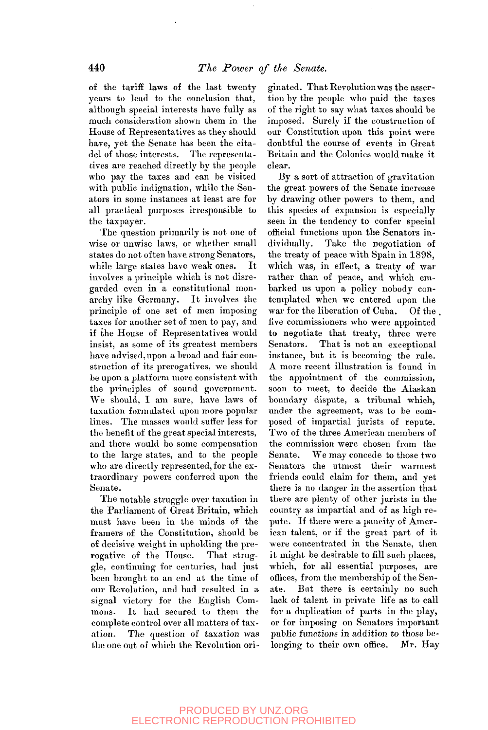of the tariff laws of the last twenty years to lead to the conclusion that, although special interests have fully as much consideration shown them in the House of Representatives as they should have, yet the Senate has been the citadel of those interests. The representatives are reached directly by the people who pay the taxes and can be visited with public indignation, while the Senators in some instances at least are for all practical purposes irresponsible to the taxpayer.

The question primarily is not one of wise or unwise laws, or whether small states do not often have strong Senators, while large states have weak ones. It involves a principle which is not disregarded even in a constitutional monarchy like Germany. It involves the principle of one set of men imposing taxes for another set of men to pay, and if the House of Representatives would insist, as some of its greatest members have advised, upon a broad and fair construction of its prerogatives, we should be upon a platform more consistent with the principles of sound government. We should, I am sure, have laws of taxation formulated upon more popular lines. The masses would suffer less for the benefit of the great special interests, and there would be some compensation to the large states, and to the people who are directly represented, for the extraordinary powers conferred upon the Senate.

The notable struggle over taxation in the Parliament of Great Britain, which must have been in the minds of the framers of the Constitution, should be of decisive weight in upholding the prerogative of the House. That struggle, continuing for centuries, had just been brought to an end at the time of our Revolution, and had resulted in a signal victory for the English Commons. It had secured to them the complete control over all matters of taxation. The question of taxation was the one out of which the Revolution originated. That Revolution was the assertion by the people who paid the taxes of the right to say what taxes should be imposed. Surely if the construction of our Constitution upon this point were doubtful the course of events in Great Britain and the Colonies would make it clear.

By a sort of attraction of gravitation the great powers of the Senate increase by drawing other powers to them, and this species of expansion is especially seen in the tendency to confer special official functions upon the Senators individually. Take the negotiation of the treaty of peace with Spain in 1898, which was, in effect, a treaty of war rather than of peace, and which embarked us upon a policy nobody contemplated when we entered upon the war for the liberation of Cuba. Of the five commissioners who were appointed to negotiate that treaty, three were Senators. That is not an exceptional instance, but it is becoming the rule. A more recent illustration is found in the appointment of the commission, soon to meet, to decide the Alaskan boundary dispute, a tribunal which, under the agreement, was to be composed of impartial jurists of repute. Two of the three American members of the commission were chosen from the Senate. We may concede to those two Senators the utmost their warmest friends could claim for them, and yet there is no danger in the assertion that there are plenty of other jurists in the country as impartial and of as high repute. If there were a paucity of American talent, or if the great part of it were concentrated in the Senate, then it might be desirable to fill such places, which, for all essential purposes, are offices, from the membership of the Senate. But there is certainly no such lack of talent in private life as to call for a duplication of parts in the play, or for imposing on Senators important public functions in addition to those belonging to their own office. Mr. Hay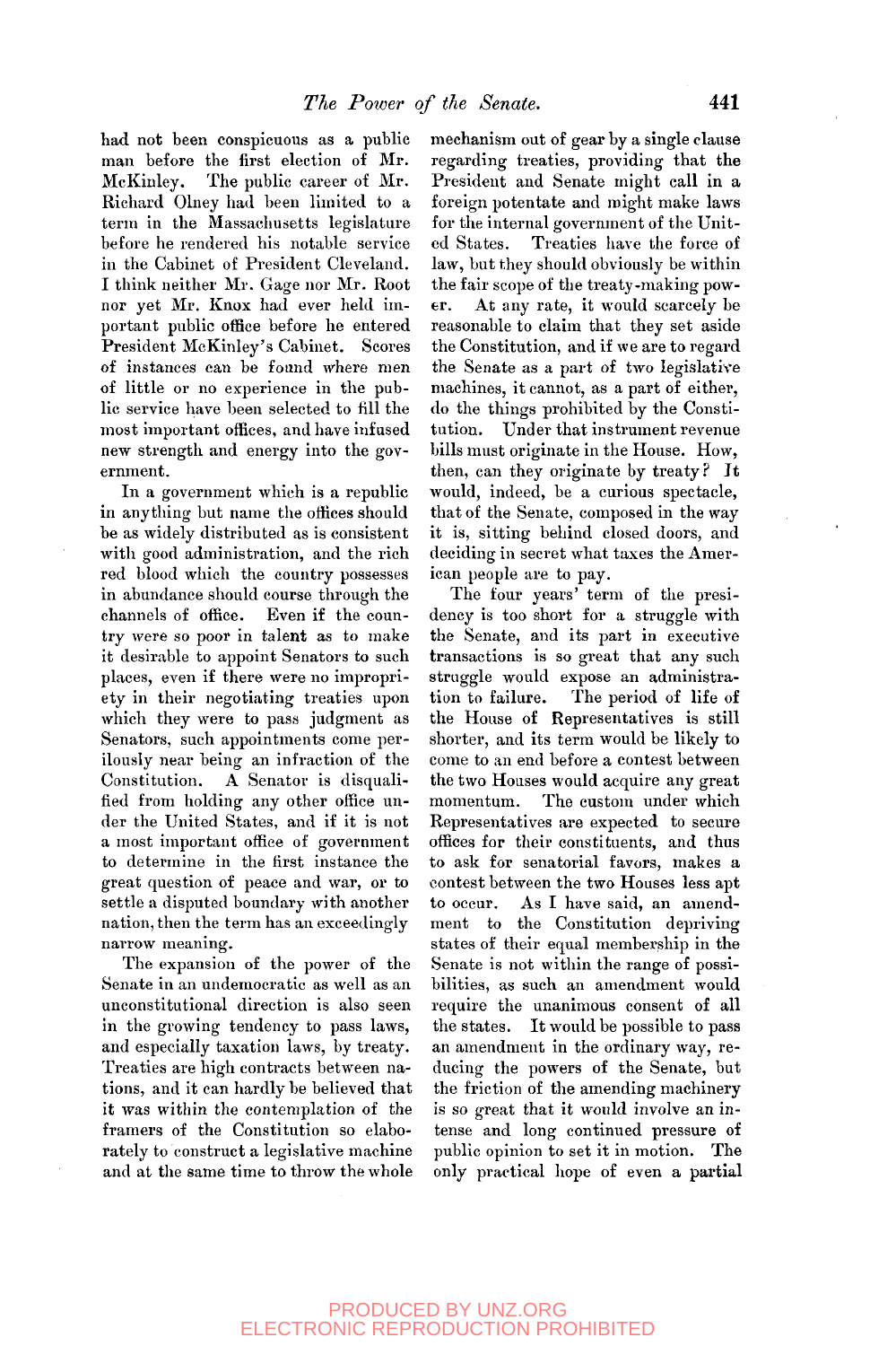had not been conspicuous as a public man before the first election of Mr. McKinley. The public career of Mr. Richard Olney had been limited to a term in the Massachusetts legislature before he rendered his notable service in the Cabinet of President Cleveland. I think neither Mr. Gage nor Mr. Root nor yet Mr. Knox had ever held important public office before he entered President McKinley's Cabinet. Scores of instances can be found where men of little or no experience in the public service have been selected to fill the most important offices, and have infused new strength and energy into the government.

In a government which is a republic in anything but name the offices should be as widely distributed as is consistent with good administration, and the rich red blood which the country possesses in abundance should course through the channels of office. Even if the country were so poor in talent as to make it desirable to appoint Senators to such places, even if there were no impropriety in their negotiating treaties upon which they were to pass judgment as Senators, such appointments come perilously near being an infraction of the Constitution. A Senator is disqualified from holding any other office under the United States, and if it is not a most important office of government to determine in the first instance the great question of peace and war, or to settle a disputed boundary with another nation, then the term has an exceedingly narrow meaning.

The expansion of the power of the Senate in an undemocratic as well as an unconstitutional direction is also seen in the growing tendency to pass laws, and especially taxation laws, by treaty. Treaties are high contracts between nations, and it can hardly be believed that it was within the contemplation of the framers of the Constitution so elaborately to construct a legislative machine and at the same time to throw the whole mechanism out of gear by a single clause regarding treaties, providing that the President and Senate might call in a foreign potentate and might make laws for the internal government of the United States. Treaties have the force of law, but they should obviously be within the fair scope of the treaty-making power. At any rate, it would scarcely be reasonable to claim that they set aside the Constitution, and if we are to regard the Senate as a part of two legislative machines, it cannot, as a part of either, do the things prohibited by the Constitution. Under that instrument revenue bills must originate in the House. How, then, can they originate by treaty? It would, indeed, be a curious spectacle, that of the Senate, composed in the way it is, sitting behind closed doors, and deciding in secret what taxes the American people are to pay.

The four years' term of the presidency is too short for a struggle with the Senate, and its part in executive transactions is so great that any such struggle would expose an administration to failure. The period of life of the House of Representatives is still shorter, and its term would be likely to come to an end before a contest between the two Houses would acquire any great momentum. The custom under which Representatives are expected to secure offices for their constituents, and thus to ask for senatorial favors, makes a contest between the two Houses less apt to occur. As I have said, an amendment to the Constitution depriving states of their equal membership in the Senate is not within the range of possibilities, as such an amendment would require the unanimous consent of all the states. It would be possible to pass an amendment in the ordinary way, reducing the powers of the Senate, but the friction of the amending machinery is so great that it would involve an intense and long continued pressure of public opinion to set it in motion. The only practical hope of even a partial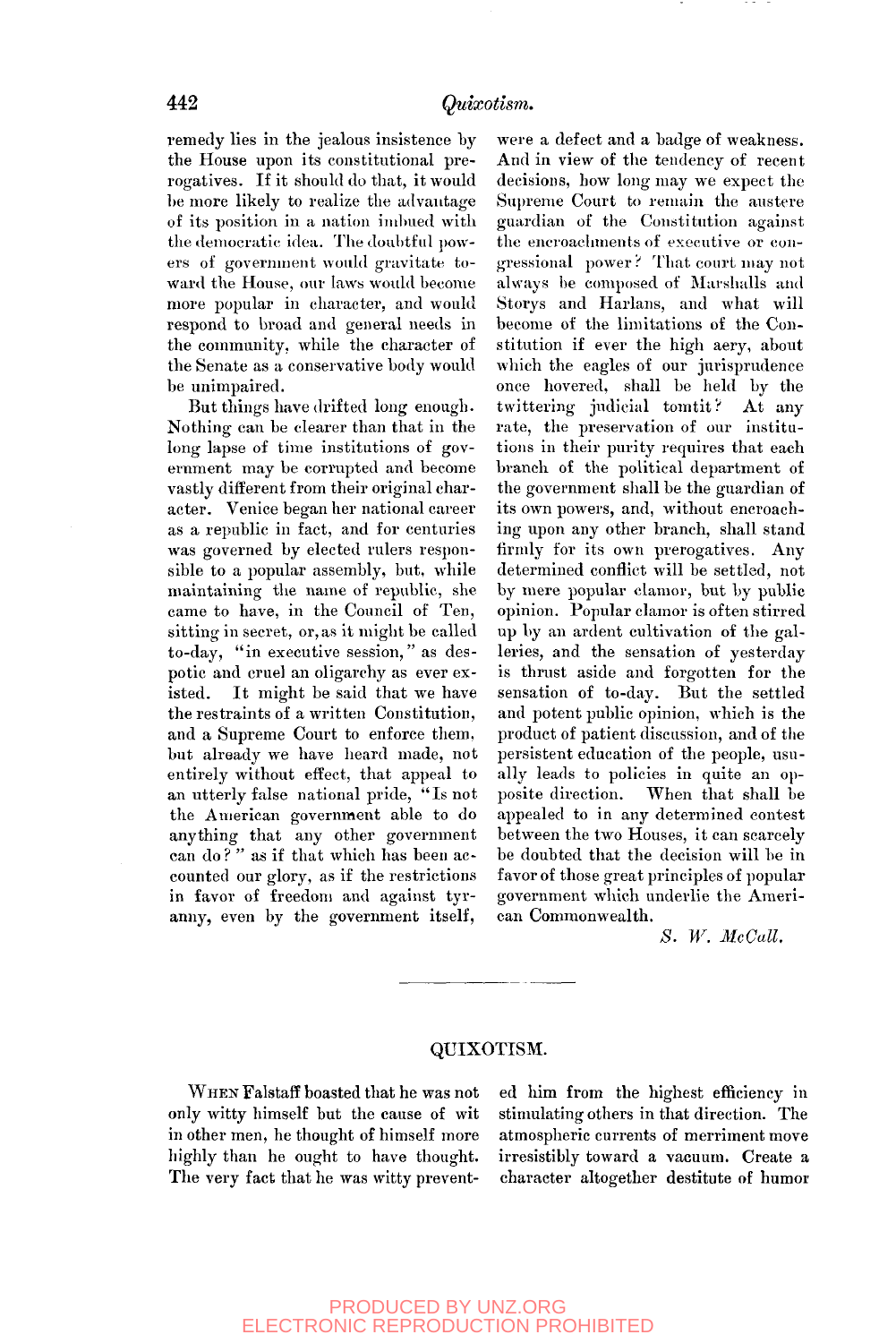remedy lies in the jealous insistence by the House upon its constitutional prerogatives. If it should do that, it would be more likely to realize the advantage of its position in a nation imbued with the democratic idea. The doubtful powers of government would gravitate toward the House, our laws would become more popular in character, and would respond to broad and general needs in the community, while the character of the Senate as a conservative body would be unimpaired.

But things have drifted long enough. Nothing can be clearer than that in the long lapse of time institutions of government may be corrupted and become vastly different from their original character. Venice began her national career as a republic in fact, and for centuries was governed by elected rulers responsible to a popular assembly, but, while maintaining the name of republic, she came to have, in the Council of Ten, sitting in secret, or, as it might be called to-day, "in executive session," as despotic and cruel an oligarchy as ever existed. It might be said that we have the restraints of a written Constitution, and a Supreme Court to enforce them, but already we have heard made, not entirely without effect, that appeal to an utterly false national pride, "Is not the American government able to do anything that any other government can do?" as if that which has been accounted our glory, as if the restrictions in favor of freedom and against tyranny, even by the government itself, were a defect and a badge of weakness. And in view of the tendency of recent decisions, how long may we expect the Supreme Court to remain the austere guardian of the Constitution against the encroachments of executive or congressional power? That court may not always be composed of Marshalls and Storys and Harlans, and what will become of the limitations of the Constitution if ever the high aery, about which the eagles of our jurisprudence once hovered, shall be held by the twittering judicial tomtit? At any rate, the preservation of our institutions in their purity requires that each branch of the political department of the government shall be the guardian of its own powers, and, without encroaching upon any other branch, shall stand firmly for its own prerogatives. Any determined conflict will be settled, not by mere popular clamor, but by public opinion. Popular clamor is often stirred up by an ardent cultivation of the galleries, and the sensation of yesterday is thrust aside and forgotten for the sensation of to-day. But the settled and potent public opinion, which is the product of patient discussion, and of the persistent education of the people, usually leads to policies in quite an opposite direction. When that shall be appealed to in any determined contest between the two Houses, it can scarcely be doubted that the decision will be in favor of those great principles of popular government which underlie the American Commonwealth.

*S. W. McCall.*

## QUIXOTISM.

When Falstaff boasted that he was not only witty himself but the cause of wit in other men, he thought of himself more highly than he ought to have thought. The very fact that he was witty prevented him from the highest efficiency in stimulating others in that direction. The atmospheric currents of merriment move irresistibly toward a vacuum. Create a character altogether destitute of humor